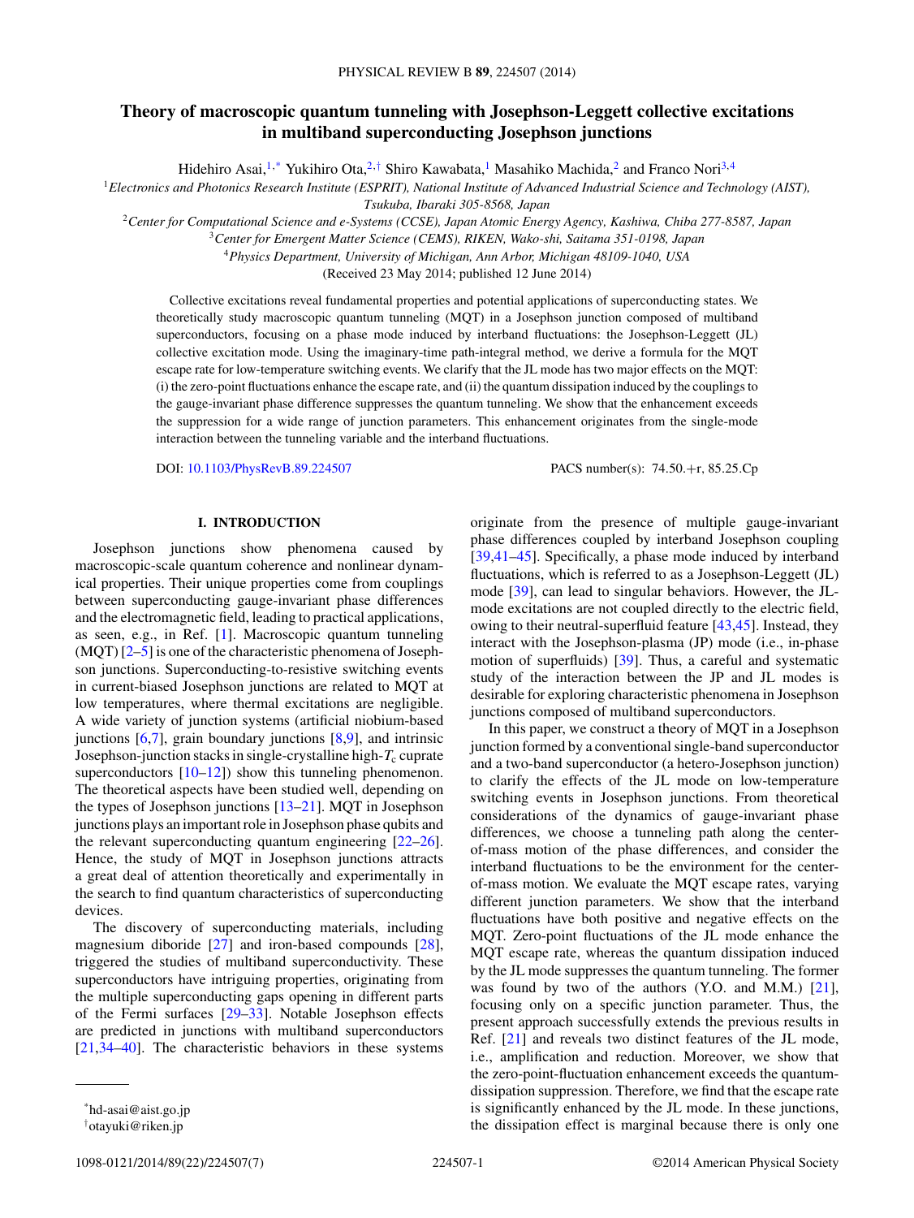# Theory of macroscopic quantum tunneling with Josephson-Leggett collective excitations in multiband superconducting Josephson junctions

Hidehiro Asai,[1,*] Yukihiro Ota,[2,†] Shiro Kawabata,[1] Masahiko Machida,[2] and Franco Nori[3,4]

[1]Electronics and Photonics Research Institute (ESPRIT), National Institute of Advanced Industrial Science and Technology (AIST), Tsukuba, Ibaraki 305-8568, Japan

[2]Center for Computational Science and e-Systems (CCSE), Japan Atomic Energy Agency, Kashiwa, Chiba 277-8587, Japan

[3]Center for Emergent Matter Science (CEMS), RIKEN, Wako-shi, Saitama 351-0198, Japan

[4]Physics Department, University of Michigan, Ann Arbor, Michigan 48109-1040, USA

(Received 23 May 2014; published 12 June 2014)

Collective excitations reveal fundamental properties and potential applications of superconducting states. We theoretically study macroscopic quantum tunneling (MQT) in a Josephson junction composed of multiband superconductors, focusing on a phase mode induced by interband fluctuations: the Josephson-Leggett (JL) collective excitation mode. Using the imaginary-time path-integral method, we derive a formula for the MQT escape rate for low-temperature switching events. We clarify that the JL mode has two major effects on the MQT: (i) the zero-point fluctuations enhance the escape rate, and (ii) the quantum dissipation induced by the couplings to the gauge-invariant phase difference suppresses the quantum tunneling. We show that the enhancement exceeds the suppression for a wide range of junction parameters. This enhancement originates from the single-mode interaction between the tunneling variable and the interband fluctuations.

DOI: 10.1103/PhysRevB.89.224507 PACS number(s): 74.50.+r, 85.25.Cp

## I. INTRODUCTION

Josephson junctions show phenomena caused by macroscopic-scale quantum coherence and nonlinear dynamical properties. Their unique properties come from couplings between superconducting gauge-invariant phase differences and the electromagnetic field, leading to practical applications, as seen, e.g., in Ref. [1]. Macroscopic quantum tunneling (MQT) [2–5] is one of the characteristic phenomena of Josephson junctions. Superconducting-to-resistive switching events in current-biased Josephson junctions are related to MQT at low temperatures, where thermal excitations are negligible. A wide variety of junction systems (artificial niobium-based junctions [6,7], grain boundary junctions [8,9], and intrinsic Josephson-junction stacks in single-crystalline high-$T_c$ cuprate superconductors [10–12]) show this tunneling phenomenon. The theoretical aspects have been studied well, depending on the types of Josephson junctions [13–21]. MQT in Josephson junctions plays an important role in Josephson phase qubits and the relevant superconducting quantum engineering [22–26]. Hence, the study of MQT in Josephson junctions attracts a great deal of attention theoretically and experimentally in the search to find quantum characteristics of superconducting devices.

The discovery of superconducting materials, including magnesium diboride [27] and iron-based compounds [28], triggered the studies of multiband superconductivity. These superconductors have intriguing properties, originating from the multiple superconducting gaps opening in different parts of the Fermi surfaces [29–33]. Notable Josephson effects are predicted in junctions with multiband superconductors [21,34–40]. The characteristic behaviors in these systems originate from the presence of multiple gauge-invariant phase differences coupled by interband Josephson coupling [39,41–45]. Specifically, a phase mode induced by interband fluctuations, which is referred to as a Josephson-Leggett (JL) mode [39], can lead to singular behaviors. However, the JL-mode excitations are not coupled directly to the electric field, owing to their neutral-superfluid feature [43,45]. Instead, they interact with the Josephson-plasma (JP) mode (i.e., in-phase motion of superfluids) [39]. Thus, a careful and systematic study of the interaction between the JP and JL modes is desirable for exploring characteristic phenomena in Josephson junctions composed of multiband superconductors.

In this paper, we construct a theory of MQT in a Josephson junction formed by a conventional single-band superconductor and a two-band superconductor (a hetero-Josephson junction) to clarify the effects of the JL mode on low-temperature switching events in Josephson junctions. From theoretical considerations of the dynamics of gauge-invariant phase differences, we choose a tunneling path along the center-of-mass motion of the phase differences, and consider the interband fluctuations to be the environment for the center-of-mass motion. We evaluate the MQT escape rates, varying different junction parameters. We show that the interband fluctuations have both positive and negative effects on the MQT. Zero-point fluctuations of the JL mode enhance the MQT escape rate, whereas the quantum dissipation induced by the JL mode suppresses the quantum tunneling. The former was found by two of the authors (Y.O. and M.M.) [21], focusing only on a specific junction parameter. Thus, the present approach successfully extends the previous results in Ref. [21] and reveals two distinct features of the JL mode, i.e., amplification and reduction. Moreover, we show that the zero-point-fluctuation enhancement exceeds the quantum-dissipation suppression. Therefore, we find that the escape rate is significantly enhanced by the JL mode. In these junctions, the dissipation effect is marginal because there is only one

*hd-asai@aist.go.jp

†otayuki@riken.jp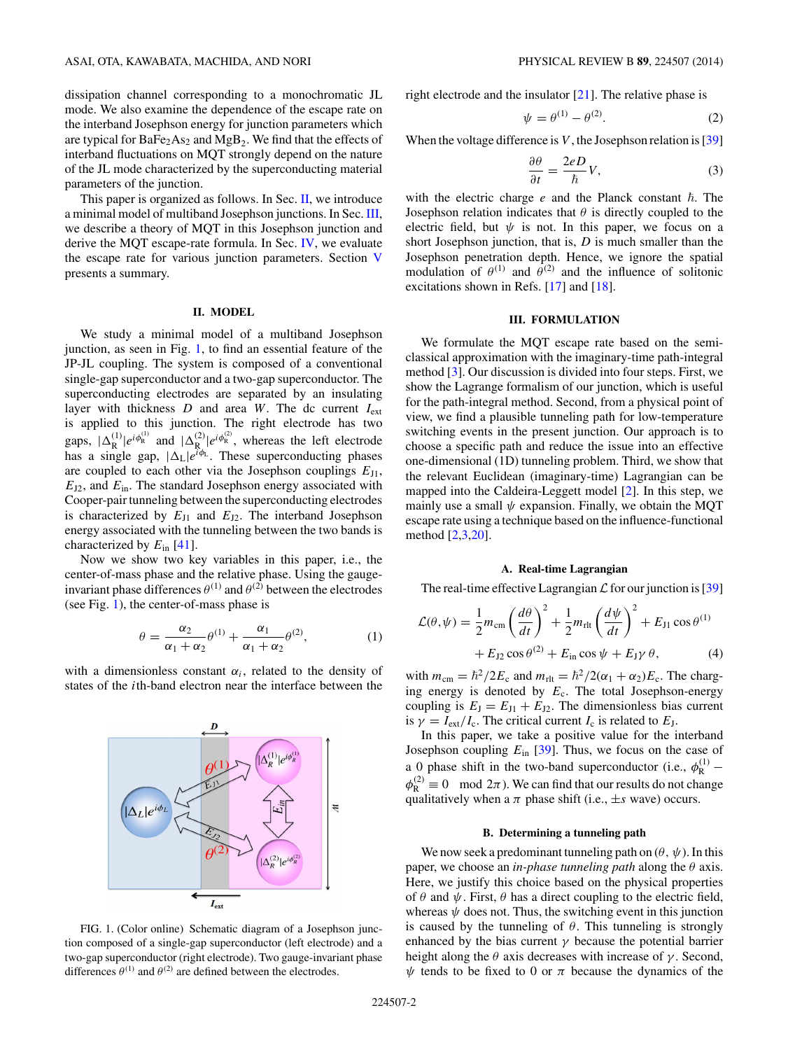dissipation channel corresponding to a monochromatic JL mode. We also examine the dependence of the escape rate on the interband Josephson energy for junction parameters which are typical for $BaFe_2As_2$ and $MgB_2$. We find that the effects of interband fluctuations on MQT strongly depend on the nature of the JL mode characterized by the superconducting material parameters of the junction.

This paper is organized as follows. In Sec. II, we introduce a minimal model of multiband Josephson junctions. In Sec. III, we describe a theory of MQT in this Josephson junction and derive the MQT escape-rate formula. In Sec. IV, we evaluate the escape rate for various junction parameters. Section V presents a summary.

## II. MODEL

We study a minimal model of a multiband Josephson junction, as seen in Fig. 1, to find an essential feature of the JP-JL coupling. The system is composed of a conventional single-gap superconductor and a two-gap superconductor. The superconducting electrodes are separated by an insulating layer with thickness $D$ and area $W$. The dc current $I_{\rm ext}$ is applied to this junction. The right electrode has two gaps, $|\Delta_{\rm R}^{(1)}|e^{i\phi_{\rm R}^{(1)}}$ and $|\Delta_{\rm R}^{(2)}|e^{i\phi_{\rm R}^{(2)}}$, whereas the left electrode has a single gap, $|\Delta_{\rm L}|e^{i\phi_{\rm L}}$. These superconducting phases are coupled to each other via the Josephson couplings $E_{\rm J1}$, $E_{\rm J2}$, and $E_{\rm in}$. The standard Josephson energy associated with Cooper-pair tunneling between the superconducting electrodes is characterized by $E_{\rm J1}$ and $E_{\rm J2}$. The interband Josephson energy associated with the tunneling between the two bands is characterized by $E_{\rm in}$ [41].

Now we show two key variables in this paper, i.e., the center-of-mass phase and the relative phase. Using the gauge-invariant phase differences $\theta^{(1)}$ and $\theta^{(2)}$ between the electrodes (see Fig. 1), the center-of-mass phase is

$$\theta = \frac{\alpha_2}{\alpha_1+\alpha_2}\theta^{(1)} + \frac{\alpha_1}{\alpha_1+\alpha_2}\theta^{(2)}, \tag{1}$$

with a dimensionless constant $\alpha_i$, related to the density of states of the $i$th-band electron near the interface between the right electrode and the insulator [21]. The relative phase is

$$\psi = \theta^{(1)} - \theta^{(2)}. \tag{2}$$

When the voltage difference is $V$, the Josephson relation is [39]

$$\frac{\partial \theta}{\partial t} = \frac{2eD}{\hbar}V, \tag{3}$$

with the electric charge $e$ and the Planck constant $\hbar$. The Josephson relation indicates that $\theta$ is directly coupled to the electric field, but $\psi$ is not. In this paper, we focus on a short Josephson junction, that is, $D$ is much smaller than the Josephson penetration depth. Hence, we ignore the spatial modulation of $\theta^{(1)}$ and $\theta^{(2)}$ and the influence of solitonic excitations shown in Refs. [17] and [18].

FIG. 1. (Color online) Schematic diagram of a Josephson junction composed of a single-gap superconductor (left electrode) and a two-gap superconductor (right electrode). Two gauge-invariant phase differences $\theta^{(1)}$ and $\theta^{(2)}$ are defined between the electrodes.

## III. FORMULATION

We formulate the MQT escape rate based on the semiclassical approximation with the imaginary-time path-integral method [3]. Our discussion is divided into four steps. First, we show the Lagrange formalism of our junction, which is useful for the path-integral method. Second, from a physical point of view, we find a plausible tunneling path for low-temperature switching events in the present junction. Our approach is to choose a specific path and reduce the issue into an effective one-dimensional (1D) tunneling problem. Third, we show that the relevant Euclidean (imaginary-time) Lagrangian can be mapped into the Caldeira-Leggett model [2]. In this step, we mainly use a small $\psi$ expansion. Finally, we obtain the MQT escape rate using a technique based on the influence-functional method [2,3,20].

### A. Real-time Lagrangian

The real-time effective Lagrangian $\mathcal{L}$ for our junction is [39]

$$\mathcal{L}(\theta,\psi) = \frac{1}{2}m_{\rm cm}\left(\frac{d\theta}{dt}\right)^2 + \frac{1}{2}m_{\rm rlt}\left(\frac{d\psi}{dt}\right)^2 + E_{\rm J1}\cos\theta^{(1)} + E_{\rm J2}\cos\theta^{(2)} + E_{\rm in}\cos\psi + E_{\rm J}\gamma\,\theta, \tag{4}$$

with $m_{\rm cm} = \hbar^2/2E_{\rm c}$ and $m_{\rm rlt} = \hbar^2/2(\alpha_1+\alpha_2)E_{\rm c}$. The charging energy is denoted by $E_{\rm c}$. The total Josephson-energy coupling is $E_{\rm J} = E_{\rm J1} + E_{\rm J2}$. The dimensionless bias current is $\gamma = I_{\rm ext}/I_{\rm c}$. The critical current $I_{\rm c}$ is related to $E_{\rm J}$.

In this paper, we take a positive value for the interband Josephson coupling $E_{\rm in}$ [39]. Thus, we focus on the case of a 0 phase shift in the two-band superconductor (i.e., $\phi_{\rm R}^{(1)} - \phi_{\rm R}^{(2)} \equiv 0 \mod 2\pi$). We can find that our results do not change qualitatively when a $\pi$ phase shift (i.e., $\pm s$ wave) occurs.

### B. Determining a tunneling path

We now seek a predominant tunneling path on $(\theta,\psi)$. In this paper, we choose an *in-phase tunneling path* along the $\theta$ axis. Here, we justify this choice based on the physical properties of $\theta$ and $\psi$. First, $\theta$ has a direct coupling to the electric field, whereas $\psi$ does not. Thus, the switching event in this junction is caused by the tunneling of $\theta$. This tunneling is strongly enhanced by the bias current $\gamma$ because the potential barrier height along the $\theta$ axis decreases with increase of $\gamma$. Second, $\psi$ tends to be fixed to 0 or $\pi$ because the dynamics of the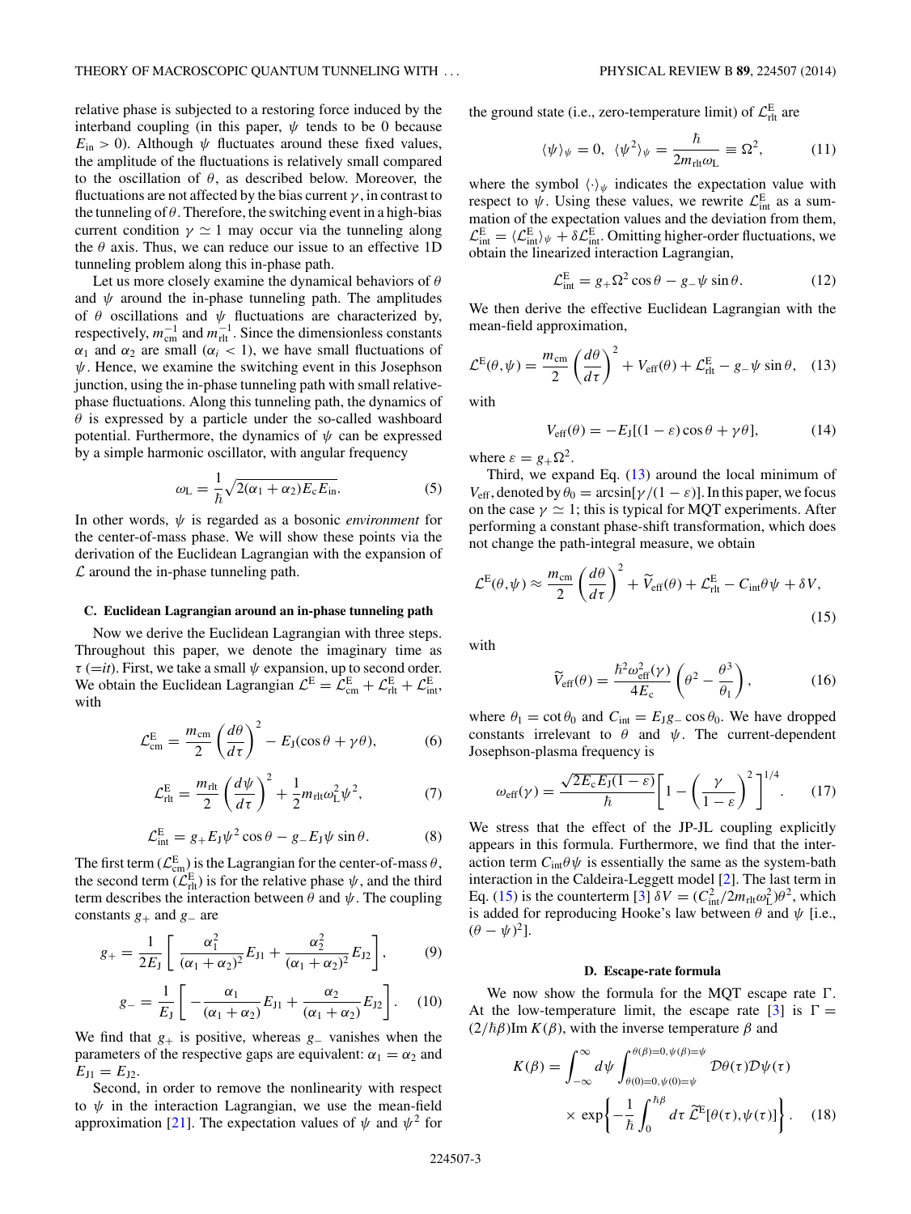relative phase is subjected to a restoring force induced by the interband coupling (in this paper, $\psi$ tends to be 0 because $E_{\rm in} > 0$). Although $\psi$ fluctuates around these fixed values, the amplitude of the fluctuations is relatively small compared to the oscillation of $\theta$, as described below. Moreover, the fluctuations are not affected by the bias current $\gamma$, in contrast to the tunneling of $\theta$. Therefore, the switching event in a high-bias current condition $\gamma \simeq 1$ may occur via the tunneling along the $\theta$ axis. Thus, we can reduce our issue to an effective 1D tunneling problem along this in-phase path.

Let us more closely examine the dynamical behaviors of $\theta$ and $\psi$ around the in-phase tunneling path. The amplitudes of $\theta$ oscillations and $\psi$ fluctuations are characterized by, respectively, $m_{\rm cm}^{-1}$ and $m_{\rm rlt}^{-1}$. Since the dimensionless constants $\alpha_1$ and $\alpha_2$ are small ($\alpha_i < 1$), we have small fluctuations of $\psi$. Hence, we examine the switching event in this Josephson junction, using the in-phase tunneling path with small relative-phase fluctuations. Along this tunneling path, the dynamics of $\theta$ is expressed by a particle under the so-called washboard potential. Furthermore, the dynamics of $\psi$ can be expressed by a simple harmonic oscillator, with angular frequency

$$\omega_{\rm L} = \frac{1}{\hbar}\sqrt{2(\alpha_1+\alpha_2)E_{\rm c}E_{\rm in}}. \tag{5}$$

In other words, $\psi$ is regarded as a bosonic *environment* for the center-of-mass phase. We will show these points via the derivation of the Euclidean Lagrangian with the expansion of $\mathcal{L}$ around the in-phase tunneling path.

### C. Euclidean Lagrangian around an in-phase tunneling path

Now we derive the Euclidean Lagrangian with three steps. Throughout this paper, we denote the imaginary time as $\tau$ ($=it$). First, we take a small $\psi$ expansion, up to second order. We obtain the Euclidean Lagrangian $\mathcal{L}^{\rm E} = \mathcal{L}^{\rm E}_{\rm cm} + \mathcal{L}^{\rm E}_{\rm rlt} + \mathcal{L}^{\rm E}_{\rm int}$, with

$$\mathcal{L}^{\rm E}_{\rm cm} = \frac{m_{\rm cm}}{2}\left(\frac{d\theta}{d\tau}\right)^2 - E_{\rm J}(\cos\theta + \gamma\theta), \tag{6}$$

$$\mathcal{L}^{\rm E}_{\rm rlt} = \frac{m_{\rm rlt}}{2}\left(\frac{d\psi}{d\tau}\right)^2 + \frac{1}{2}m_{\rm rlt}\omega_{\rm L}^2\psi^2, \tag{7}$$

$$\mathcal{L}^{\rm E}_{\rm int} = g_+ E_{\rm J}\psi^2\cos\theta - g_- E_{\rm J}\psi\sin\theta. \tag{8}$$

The first term ($\mathcal{L}^{\rm E}_{\rm cm}$) is the Lagrangian for the center-of-mass $\theta$, the second term ($\mathcal{L}^{\rm E}_{\rm rlt}$) is for the relative phase $\psi$, and the third term describes the interaction between $\theta$ and $\psi$. The coupling constants $g_+$ and $g_-$ are

$$g_+ = \frac{1}{2E_{\rm J}}\left[\frac{\alpha_1^2}{(\alpha_1+\alpha_2)^2}E_{\rm J1} + \frac{\alpha_2^2}{(\alpha_1+\alpha_2)^2}E_{\rm J2}\right], \tag{9}$$

$$g_- = \frac{1}{E_{\rm J}}\left[-\frac{\alpha_1}{(\alpha_1+\alpha_2)}E_{\rm J1} + \frac{\alpha_2}{(\alpha_1+\alpha_2)}E_{\rm J2}\right]. \tag{10}$$

We find that $g_+$ is positive, whereas $g_-$ vanishes when the parameters of the respective gaps are equivalent: $\alpha_1 = \alpha_2$ and $E_{\rm J1} = E_{\rm J2}$.

Second, in order to remove the nonlinearity with respect to $\psi$ in the interaction Lagrangian, we use the mean-field approximation [21]. The expectation values of $\psi$ and $\psi^2$ for the ground state (i.e., zero-temperature limit) of $\mathcal{L}^{\rm E}_{\rm rlt}$ are

$$\langle\psi\rangle_\psi = 0, \;\; \langle\psi^2\rangle_\psi = \frac{\hbar}{2m_{\rm rlt}\omega_{\rm L}} \equiv \Omega^2, \tag{11}$$

where the symbol $\langle\cdot\rangle_\psi$ indicates the expectation value with respect to $\psi$. Using these values, we rewrite $\mathcal{L}^{\rm E}_{\rm int}$ as a summation of the expectation values and the deviation from them, $\mathcal{L}^{\rm E}_{\rm int} = \langle\mathcal{L}^{\rm E}_{\rm int}\rangle_\psi + \delta\mathcal{L}^{\rm E}_{\rm int}$. Omitting higher-order fluctuations, we obtain the linearized interaction Lagrangian,

$$\mathcal{L}^{\rm E}_{\rm int} = g_+\Omega^2\cos\theta - g_-\psi\sin\theta. \tag{12}$$

We then derive the effective Euclidean Lagrangian with the mean-field approximation,

$$\mathcal{L}^{\rm E}(\theta,\psi) = \frac{m_{\rm cm}}{2}\left(\frac{d\theta}{d\tau}\right)^2 + V_{\rm eff}(\theta) + \mathcal{L}^{\rm E}_{\rm rlt} - g_-\psi\sin\theta, \tag{13}$$

with

$$V_{\rm eff}(\theta) = -E_{\rm J}[(1-\varepsilon)\cos\theta + \gamma\theta], \tag{14}$$

where $\varepsilon = g_+\Omega^2$.

Third, we expand Eq. (13) around the local minimum of $V_{\rm eff}$, denoted by $\theta_0 = \arcsin[\gamma/(1-\varepsilon)]$. In this paper, we focus on the case $\gamma \simeq 1$; this is typical for MQT experiments. After performing a constant phase-shift transformation, which does not change the path-integral measure, we obtain

$$\mathcal{L}^{\rm E}(\theta,\psi) \approx \frac{m_{\rm cm}}{2}\left(\frac{d\theta}{d\tau}\right)^2 + \widetilde{V}_{\rm eff}(\theta) + \mathcal{L}^{\rm E}_{\rm rlt} - C_{\rm int}\theta\psi + \delta V, \tag{15}$$

with

$$\widetilde{V}_{\rm eff}(\theta) = \frac{\hbar^2\omega_{\rm eff}^2(\gamma)}{4E_{\rm c}}\left(\theta^2 - \frac{\theta^3}{\theta_1}\right), \tag{16}$$

where $\theta_1 = \cot\theta_0$ and $C_{\rm int} = E_{\rm J}g_-\cos\theta_0$. We have dropped constants irrelevant to $\theta$ and $\psi$. The current-dependent Josephson-plasma frequency is

$$\omega_{\rm eff}(\gamma) = \frac{\sqrt{2E_{\rm c}E_{\rm J}(1-\varepsilon)}}{\hbar}\left[1 - \left(\frac{\gamma}{1-\varepsilon}\right)^2\right]^{1/4}. \tag{17}$$

We stress that the effect of the JP-JL coupling explicitly appears in this formula. Furthermore, we find that the interaction term $C_{\rm int}\theta\psi$ is essentially the same as the system-bath interaction in the Caldeira-Leggett model [2]. The last term in Eq. (15) is the counterterm [3] $\delta V = (C_{\rm int}^2/2m_{\rm rlt}\omega_{\rm L}^2)\theta^2$, which is added for reproducing Hooke's law between $\theta$ and $\psi$ [i.e., $(\theta-\psi)^2$].

### D. Escape-rate formula

We now show the formula for the MQT escape rate $\Gamma$. At the low-temperature limit, the escape rate [3] is $\Gamma = (2/\hbar\beta){\rm Im}\,K(\beta)$, with the inverse temperature $\beta$ and

$$K(\beta) = \int_{-\infty}^{\infty} d\psi \int_{\theta(0)=0,\psi(0)=\psi}^{\theta(\beta)=0,\psi(\beta)=\psi} \mathcal{D}\theta(\tau)\mathcal{D}\psi(\tau) \times \exp\left\{-\frac{1}{\hbar}\int_0^{\hbar\beta} d\tau\, \widetilde{\mathcal{L}}^{\rm E}[\theta(\tau),\psi(\tau)]\right\}. \tag{18}$$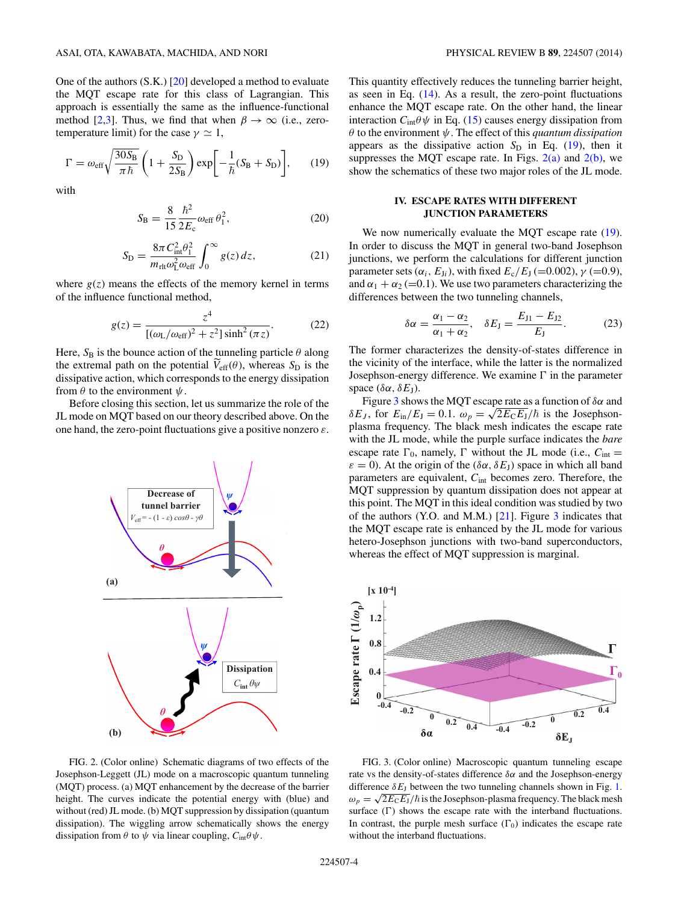One of the authors (S.K.) [20] developed a method to evaluate the MQT escape rate for this class of Lagrangian. This approach is essentially the same as the influence-functional method [2,3]. Thus, we find that when $\beta \to \infty$ (i.e., zero-temperature limit) for the case $\gamma \simeq 1$,

$$\Gamma = \omega_{\rm eff}\sqrt{\frac{30 S_{\rm B}}{\pi\hbar}}\left(1+\frac{S_{\rm D}}{2S_{\rm B}}\right)\exp\left[-\frac{1}{\hbar}(S_{\rm B}+S_{\rm D})\right], \tag{19}$$

with

$$S_{\rm B} = \frac{8}{15}\frac{\hbar^2}{2E_{\rm c}}\omega_{\rm eff}\,\theta_1^2, \tag{20}$$

$$S_{\rm D} = \frac{8\pi C_{\rm int}^2\theta_1^2}{m_{\rm rlt}\omega_{\rm L}^2\omega_{\rm eff}}\int_0^\infty g(z)\,dz, \tag{21}$$

where $g(z)$ means the effects of the memory kernel in terms of the influence functional method,

$$g(z) = \frac{z^4}{[(\omega_{\rm L}/\omega_{\rm eff})^2+z^2]\sinh^2(\pi z)}. \tag{22}$$

Here, $S_{\rm B}$ is the bounce action of the tunneling particle $\theta$ along the extremal path on the potential $\widetilde{V}_{\rm eff}(\theta)$, whereas $S_{\rm D}$ is the dissipative action, which corresponds to the energy dissipation from $\theta$ to the environment $\psi$.

Before closing this section, let us summarize the role of the JL mode on MQT based on our theory described above. On the one hand, the zero-point fluctuations give a positive nonzero $\varepsilon$. This quantity effectively reduces the tunneling barrier height, as seen in Eq. (14). As a result, the zero-point fluctuations enhance the MQT escape rate. On the other hand, the linear interaction $C_{\rm int}\theta\psi$ in Eq. (15) causes energy dissipation from $\theta$ to the environment $\psi$. The effect of this *quantum dissipation* appears as the dissipative action $S_{\rm D}$ in Eq. (19), then it suppresses the MQT escape rate. In Figs. 2(a) and 2(b), we show the schematics of these two major roles of the JL mode.

FIG. 2. (Color online) Schematic diagrams of two effects of the Josephson-Leggett (JL) mode on a macroscopic quantum tunneling (MQT) process. (a) MQT enhancement by the decrease of the barrier height. The curves indicate the potential energy with (blue) and without (red) JL mode. (b) MQT suppression by dissipation (quantum dissipation). The wiggling arrow schematically shows the energy dissipation from $\theta$ to $\psi$ via linear coupling, $C_{\rm int}\theta\psi$.

## IV. ESCAPE RATES WITH DIFFERENT JUNCTION PARAMETERS

We now numerically evaluate the MQT escape rate (19). In order to discuss the MQT in general two-band Josephson junctions, we perform the calculations for different junction parameter sets $(\alpha_i, E_{{\rm J}i})$, with fixed $E_{\rm c}/E_{\rm J}$ (=0.002), $\gamma$ (=0.9), and $\alpha_1+\alpha_2$ (=0.1). We use two parameters characterizing the differences between the two tunneling channels,

$$\delta\alpha = \frac{\alpha_1-\alpha_2}{\alpha_1+\alpha_2}, \quad \delta E_{\rm J} = \frac{E_{\rm J1}-E_{\rm J2}}{E_{\rm J}}. \tag{23}$$

The former characterizes the density-of-states difference in the vicinity of the interface, while the latter is the normalized Josephson-energy difference. We examine $\Gamma$ in the parameter space $(\delta\alpha, \delta E_{\rm J})$.

Figure 3 shows the MQT escape rate as a function of $\delta\alpha$ and $\delta E_J$, for $E_{\rm in}/E_{\rm J} = 0.1$. $\omega_p = \sqrt{2E_{\rm C}E_{\rm J}}/\hbar$ is the Josephson-plasma frequency. The black mesh indicates the escape rate with the JL mode, while the purple surface indicates the *bare* escape rate $\Gamma_0$, namely, $\Gamma$ without the JL mode (i.e., $C_{\rm int} = \varepsilon = 0$). At the origin of the $(\delta\alpha, \delta E_{\rm J})$ space in which all band parameters are equivalent, $C_{\rm int}$ becomes zero. Therefore, the MQT suppression by quantum dissipation does not appear at this point. The MQT in this ideal condition was studied by two of the authors (Y.O. and M.M.) [21]. Figure 3 indicates that the MQT escape rate is enhanced by the JL mode for various hetero-Josephson junctions with two-band superconductors, whereas the effect of MQT suppression is marginal.

FIG. 3. (Color online) Macroscopic quantum tunneling escape rate vs the density-of-states difference $\delta\alpha$ and the Josephson-energy difference $\delta E_{\rm J}$ between the two tunneling channels shown in Fig. 1. $\omega_p = \sqrt{2E_C E_J}/\hbar$ is the Josephson-plasma frequency. The black mesh surface ($\Gamma$) shows the escape rate with the interband fluctuations. In contrast, the purple mesh surface ($\Gamma_0$) indicates the escape rate without the interband fluctuations.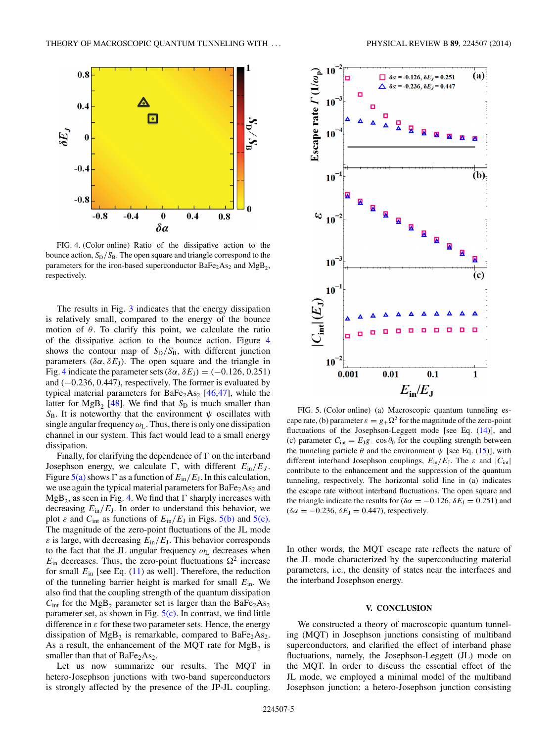FIG. 4. (Color online) Ratio of the dissipative action to the bounce action, $S_{\rm D}/S_{\rm B}$. The open square and triangle correspond to the parameters for the iron-based superconductor $BaFe_2As_2$ and $MgB_2$, respectively.

The results in Fig. 3 indicates that the energy dissipation is relatively small, compared to the energy of the bounce motion of $\theta$. To clarify this point, we calculate the ratio of the dissipative action to the bounce action. Figure 4 shows the contour map of $S_{\rm D}/S_{\rm B}$, with different junction parameters $(\delta\alpha, \delta E_{\rm J})$. The open square and the triangle in Fig. 4 indicate the parameter sets $(\delta\alpha, \delta E_{\rm J}) = (-0.126, 0.251)$ and $(-0.236, 0.447)$, respectively. The former is evaluated by typical material parameters for $BaFe_2As_2$ [46,47], while the latter for $MgB_2$ [48]. We find that $S_{\rm D}$ is much smaller than $S_{\rm B}$. It is noteworthy that the environment $\psi$ oscillates with single angular frequency $\omega_{\rm L}$. Thus, there is only one dissipation channel in our system. This fact would lead to a small energy dissipation.

Finally, for clarifying the dependence of $\Gamma$ on the interband Josephson energy, we calculate $\Gamma$, with different $E_{\rm in}/E_J$. Figure 5(a) shows $\Gamma$ as a function of $E_{\rm in}/E_{\rm J}$. In this calculation, we use again the typical material parameters for $BaFe_2As_2$ and $MgB_2$, as seen in Fig. 4. We find that $\Gamma$ sharply increases with decreasing $E_{\rm in}/E_{\rm J}$. In order to understand this behavior, we plot $\varepsilon$ and $C_{\rm int}$ as functions of $E_{\rm in}/E_{\rm J}$ in Figs. 5(b) and 5(c). The magnitude of the zero-point fluctuations of the JL mode $\varepsilon$ is large, with decreasing $E_{\rm in}/E_{\rm J}$. This behavior corresponds to the fact that the JL angular frequency $\omega_{\rm L}$ decreases when $E_{\rm in}$ decreases. Thus, the zero-point fluctuations $\Omega^2$ increase for small $E_{\rm in}$ [see Eq. (11) as well]. Therefore, the reduction of the tunneling barrier height is marked for small $E_{\rm in}$. We also find that the coupling strength of the quantum dissipation $C_{\rm int}$ for the $MgB_2$ parameter set is larger than the $BaFe_2As_2$ parameter set, as shown in Fig. 5(c). In contrast, we find little difference in $\varepsilon$ for these two parameter sets. Hence, the energy dissipation of $MgB_2$ is remarkable, compared to $BaFe_2As_2$. As a result, the enhancement of the MQT rate for $MgB_2$ is smaller than that of $BaFe_2As_2$.

Let us now summarize our results. The MQT in hetero-Josephson junctions with two-band superconductors is strongly affected by the presence of the JP-JL coupling. In other words, the MQT escape rate reflects the nature of the JL mode characterized by the superconducting material parameters, i.e., the density of states near the interfaces and the interband Josephson energy.

FIG. 5. (Color online) (a) Macroscopic quantum tunneling escape rate, (b) parameter $\varepsilon = g_+\Omega^2$ for the magnitude of the zero-point fluctuations of the Josephson-Leggett mode [see Eq. (14)], and (c) parameter $C_{\rm int} = E_{\rm J}g_- \cos\theta_0$ for the coupling strength between the tunneling particle $\theta$ and the environment $\psi$ [see Eq. (15)], with different interband Josephson couplings, $E_{\rm in}/E_{\rm J}$. The $\varepsilon$ and $|C_{\rm int}|$ contribute to the enhancement and the suppression of the quantum tunneling, respectively. The horizontal solid line in (a) indicates the escape rate without interband fluctuations. The open square and the triangle indicate the results for $(\delta\alpha = -0.126, \delta E_{\rm J} = 0.251)$ and $(\delta\alpha = -0.236, \delta E_{\rm J} = 0.447)$, respectively.

## V. CONCLUSION

We constructed a theory of macroscopic quantum tunneling (MQT) in Josephson junctions consisting of multiband superconductors, and clarified the effect of interband phase fluctuations, namely, the Josephson-Leggett (JL) mode on the MQT. In order to discuss the essential effect of the JL mode, we employed a minimal model of the multiband Josephson junction: a hetero-Josephson junction consisting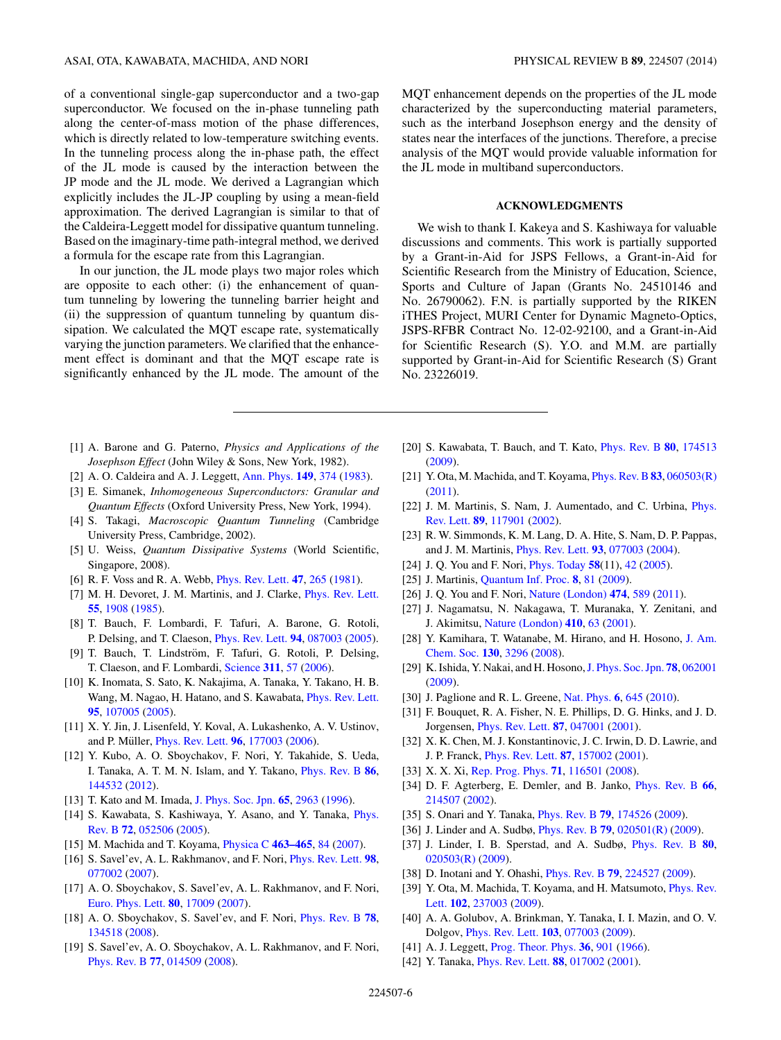of a conventional single-gap superconductor and a two-gap superconductor. We focused on the in-phase tunneling path along the center-of-mass motion of the phase differences, which is directly related to low-temperature switching events. In the tunneling process along the in-phase path, the effect of the JL mode is caused by the interaction between the JP mode and the JL mode. We derived a Lagrangian which explicitly includes the JL-JP coupling by using a mean-field approximation. The derived Lagrangian is similar to that of the Caldeira-Leggett model for dissipative quantum tunneling. Based on the imaginary-time path-integral method, we derived a formula for the escape rate from this Lagrangian.

In our junction, the JL mode plays two major roles which are opposite to each other: (i) the enhancement of quantum tunneling by lowering the tunneling barrier height and (ii) the suppression of quantum tunneling by quantum dissipation. We calculated the MQT escape rate, systematically varying the junction parameters. We clarified that the enhancement effect is dominant and that the MQT escape rate is significantly enhanced by the JL mode. The amount of the MQT enhancement depends on the properties of the JL mode characterized by the superconducting material parameters, such as the interband Josephson energy and the density of states near the interfaces of the junctions. Therefore, a precise analysis of the MQT would provide valuable information for the JL mode in multiband superconductors.

## ACKNOWLEDGMENTS

We wish to thank I. Kakeya and S. Kashiwaya for valuable discussions and comments. This work is partially supported by a Grant-in-Aid for JSPS Fellows, a Grant-in-Aid for Scientific Research from the Ministry of Education, Science, Sports and Culture of Japan (Grants No. 24510146 and No. 26790062). F.N. is partially supported by the RIKEN iTHES Project, MURI Center for Dynamic Magneto-Optics, JSPS-RFBR Contract No. 12-02-92100, and a Grant-in-Aid for Scientific Research (S). Y.O. and M.M. are partially supported by Grant-in-Aid for Scientific Research (S) Grant No. 23226019.

---

[1] A. Barone and G. Paterno, *Physics and Applications of the Josephson Effect* (John Wiley & Sons, New York, 1982).
[2] A. O. Caldeira and A. J. Leggett, Ann. Phys. **149**, 374 (1983).
[3] E. Simanek, *Inhomogeneous Superconductors: Granular and Quantum Effects* (Oxford University Press, New York, 1994).
[4] S. Takagi, *Macroscopic Quantum Tunneling* (Cambridge University Press, Cambridge, 2002).
[5] U. Weiss, *Quantum Dissipative Systems* (World Scientific, Singapore, 2008).
[6] R. F. Voss and R. A. Webb, Phys. Rev. Lett. **47**, 265 (1981).
[7] M. H. Devoret, J. M. Martinis, and J. Clarke, Phys. Rev. Lett. **55**, 1908 (1985).
[8] T. Bauch, F. Lombardi, F. Tafuri, A. Barone, G. Rotoli, P. Delsing, and T. Claeson, Phys. Rev. Lett. **94**, 087003 (2005).
[9] T. Bauch, T. Lindström, F. Tafuri, G. Rotoli, P. Delsing, T. Claeson, and F. Lombardi, Science **311**, 57 (2006).
[10] K. Inomata, S. Sato, K. Nakajima, A. Tanaka, Y. Takano, H. B. Wang, M. Nagao, H. Hatano, and S. Kawabata, Phys. Rev. Lett. **95**, 107005 (2005).
[11] X. Y. Jin, J. Lisenfeld, Y. Koval, A. Lukashenko, A. V. Ustinov, and P. Müller, Phys. Rev. Lett. **96**, 177003 (2006).
[12] Y. Kubo, A. O. Sboychakov, F. Nori, Y. Takahide, S. Ueda, I. Tanaka, A. T. M. N. Islam, and Y. Takano, Phys. Rev. B **86**, 144532 (2012).
[13] T. Kato and M. Imada, J. Phys. Soc. Jpn. **65**, 2963 (1996).
[14] S. Kawabata, S. Kashiwaya, Y. Asano, and Y. Tanaka, Phys. Rev. B **72**, 052506 (2005).
[15] M. Machida and T. Koyama, Physica C **463–465**, 84 (2007).
[16] S. Savel'ev, A. L. Rakhmanov, and F. Nori, Phys. Rev. Lett. **98**, 077002 (2007).
[17] A. O. Sboychakov, S. Savel'ev, A. L. Rakhmanov, and F. Nori, Euro. Phys. Lett. **80**, 17009 (2007).
[18] A. O. Sboychakov, S. Savel'ev, and F. Nori, Phys. Rev. B **78**, 134518 (2008).
[19] S. Savel'ev, A. O. Sboychakov, A. L. Rakhmanov, and F. Nori, Phys. Rev. B **77**, 014509 (2008).
[20] S. Kawabata, T. Bauch, and T. Kato, Phys. Rev. B **80**, 174513 (2009).
[21] Y. Ota, M. Machida, and T. Koyama, Phys. Rev. B **83**, 060503(R) (2011).
[22] J. M. Martinis, S. Nam, J. Aumentado, and C. Urbina, Phys. Rev. Lett. **89**, 117901 (2002).
[23] R. W. Simmonds, K. M. Lang, D. A. Hite, S. Nam, D. P. Pappas, and J. M. Martinis, Phys. Rev. Lett. **93**, 077003 (2004).
[24] J. Q. You and F. Nori, Phys. Today **58**(11), 42 (2005).
[25] J. Martinis, Quantum Inf. Proc. **8**, 81 (2009).
[26] J. Q. You and F. Nori, Nature (London) **474**, 589 (2011).
[27] J. Nagamatsu, N. Nakagawa, T. Muranaka, Y. Zenitani, and J. Akimitsu, Nature (London) **410**, 63 (2001).
[28] Y. Kamihara, T. Watanabe, M. Hirano, and H. Hosono, J. Am. Chem. Soc. **130**, 3296 (2008).
[29] K. Ishida, Y. Nakai, and H. Hosono, J. Phys. Soc. Jpn. **78**, 062001 (2009).
[30] J. Paglione and R. L. Greene, Nat. Phys. **6**, 645 (2010).
[31] F. Bouquet, R. A. Fisher, N. E. Phillips, D. G. Hinks, and J. D. Jorgensen, Phys. Rev. Lett. **87**, 047001 (2001).
[32] X. K. Chen, M. J. Konstantinovic, J. C. Irwin, D. D. Lawrie, and J. P. Franck, Phys. Rev. Lett. **87**, 157002 (2001).
[33] X. X. Xi, Rep. Prog. Phys. **71**, 116501 (2008).
[34] D. F. Agterberg, E. Demler, and B. Janko, Phys. Rev. B **66**, 214507 (2002).
[35] S. Onari and Y. Tanaka, Phys. Rev. B **79**, 174526 (2009).
[36] J. Linder and A. Sudbø, Phys. Rev. B **79**, 020501(R) (2009).
[37] J. Linder, I. B. Sperstad, and A. Sudbø, Phys. Rev. B **80**, 020503(R) (2009).
[38] D. Inotani and Y. Ohashi, Phys. Rev. B **79**, 224527 (2009).
[39] Y. Ota, M. Machida, T. Koyama, and H. Matsumoto, Phys. Rev. Lett. **102**, 237003 (2009).
[40] A. A. Golubov, A. Brinkman, Y. Tanaka, I. I. Mazin, and O. V. Dolgov, Phys. Rev. Lett. **103**, 077003 (2009).
[41] A. J. Leggett, Prog. Theor. Phys. **36**, 901 (1966).
[42] Y. Tanaka, Phys. Rev. Lett. **88**, 017002 (2001).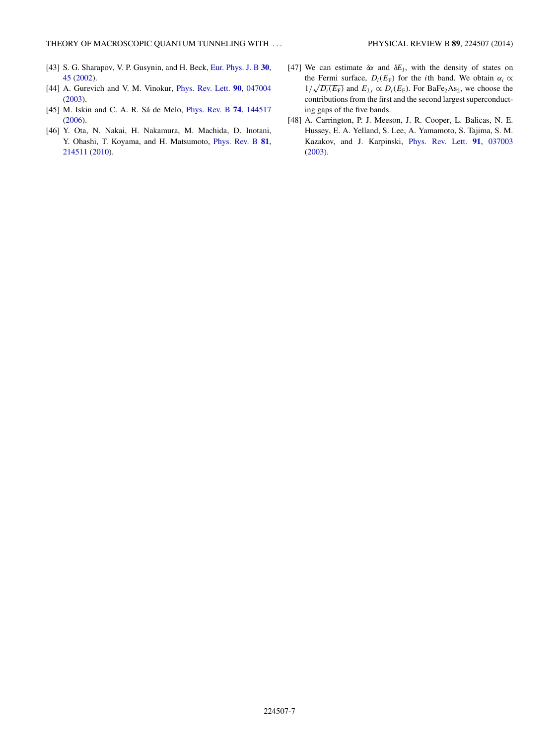[43] S. G. Sharapov, V. P. Gusynin, and H. Beck, Eur. Phys. J. B **30**, 45 (2002).

[44] A. Gurevich and V. M. Vinokur, Phys. Rev. Lett. **90**, 047004 (2003).

[45] M. Iskin and C. A. R. Sá de Melo, Phys. Rev. B **74**, 144517 (2006).

[46] Y. Ota, N. Nakai, H. Nakamura, M. Machida, D. Inotani, Y. Ohashi, T. Koyama, and H. Matsumoto, Phys. Rev. B **81**, 214511 (2010).

[47] We can estimate $\delta\alpha$ and $\delta E_J$, with the density of states on the Fermi surface, $D_i(E_F)$ for the $i$th band. We obtain $\alpha_i \propto 1/\sqrt{D_i(E_F)}$ and $E_{J,i} \propto D_i(E_F)$. For $BaFe_2As_2$, we choose the contributions from the first and the second largest superconducting gaps of the five bands.

[48] A. Carrington, P. J. Meeson, J. R. Cooper, L. Balicas, N. E. Hussey, E. A. Yelland, S. Lee, A. Yamamoto, S. Tajima, S. M. Kazakov, and J. Karpinski, Phys. Rev. Lett. **91**, 037003 (2003).